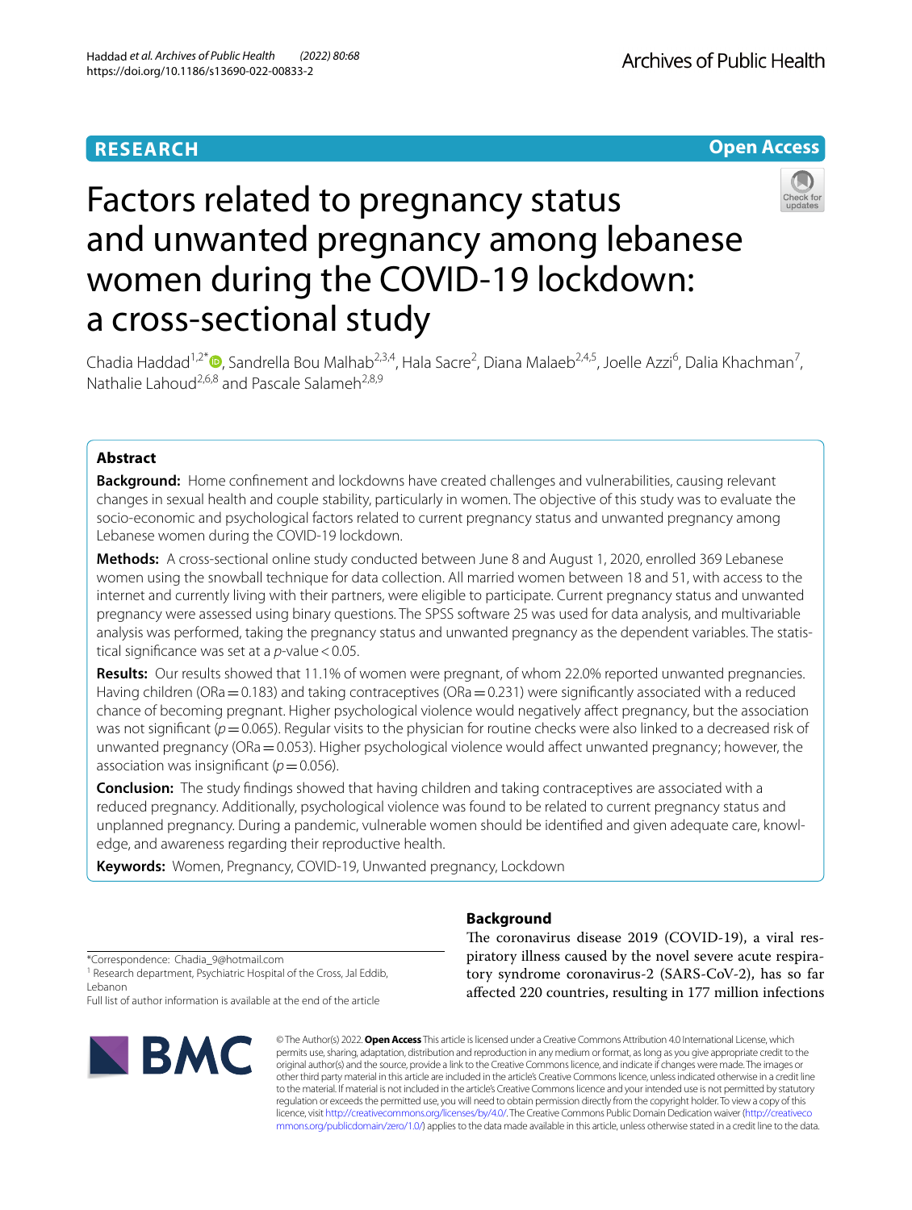RESEARCH

Open Access

# Factors related to pregnancy status and unwanted pregnancy among lebanese women during the COVID-19 lockdown: a cross-sectional study

Chadia Haddad[1,2*], Sandrella Bou Malhab[2,3,4], Hala Sacre[2], Diana Malaeb[2,4,5], Joelle Azzi[6], Dalia Khachman[7], Nathalie Lahoud[2,6,8] and Pascale Salameh[2,8,9]

## Abstract

**Background:** Home confinement and lockdowns have created challenges and vulnerabilities, causing relevant changes in sexual health and couple stability, particularly in women. The objective of this study was to evaluate the socio-economic and psychological factors related to current pregnancy status and unwanted pregnancy among Lebanese women during the COVID-19 lockdown.

**Methods:** A cross-sectional online study conducted between June 8 and August 1, 2020, enrolled 369 Lebanese women using the snowball technique for data collection. All married women between 18 and 51, with access to the internet and currently living with their partners, were eligible to participate. Current pregnancy status and unwanted pregnancy were assessed using binary questions. The SPSS software 25 was used for data analysis, and multivariable analysis was performed, taking the pregnancy status and unwanted pregnancy as the dependent variables. The statistical significance was set at a *p*-value < 0.05.

**Results:** Our results showed that 11.1% of women were pregnant, of whom 22.0% reported unwanted pregnancies. Having children (ORa = 0.183) and taking contraceptives (ORa = 0.231) were significantly associated with a reduced chance of becoming pregnant. Higher psychological violence would negatively affect pregnancy, but the association was not significant (*p* = 0.065). Regular visits to the physician for routine checks were also linked to a decreased risk of unwanted pregnancy (ORa = 0.053). Higher psychological violence would affect unwanted pregnancy; however, the association was insignificant (*p* = 0.056).

**Conclusion:** The study findings showed that having children and taking contraceptives are associated with a reduced pregnancy. Additionally, psychological violence was found to be related to current pregnancy status and unplanned pregnancy. During a pandemic, vulnerable women should be identified and given adequate care, knowledge, and awareness regarding their reproductive health.

**Keywords:** Women, Pregnancy, COVID-19, Unwanted pregnancy, Lockdown

## Background

The coronavirus disease 2019 (COVID-19), a viral respiratory illness caused by the novel severe acute respiratory syndrome coronavirus-2 (SARS-CoV-2), has so far affected 220 countries, resulting in 177 million infections

*Correspondence: Chadia_9@hotmail.com
[1] Research department, Psychiatric Hospital of the Cross, Jal Eddib, Lebanon
Full list of author information is available at the end of the article

© The Author(s) 2022. **Open Access** This article is licensed under a Creative Commons Attribution 4.0 International License, which permits use, sharing, adaptation, distribution and reproduction in any medium or format, as long as you give appropriate credit to the original author(s) and the source, provide a link to the Creative Commons licence, and indicate if changes were made. The images or other third party material in this article are included in the article's Creative Commons licence, unless indicated otherwise in a credit line to the material. If material is not included in the article's Creative Commons licence and your intended use is not permitted by statutory regulation or exceeds the permitted use, you will need to obtain permission directly from the copyright holder. To view a copy of this licence, visit http://creativecommons.org/licenses/by/4.0/. The Creative Commons Public Domain Dedication waiver (http://creativecommons.org/publicdomain/zero/1.0/) applies to the data made available in this article, unless otherwise stated in a credit line to the data.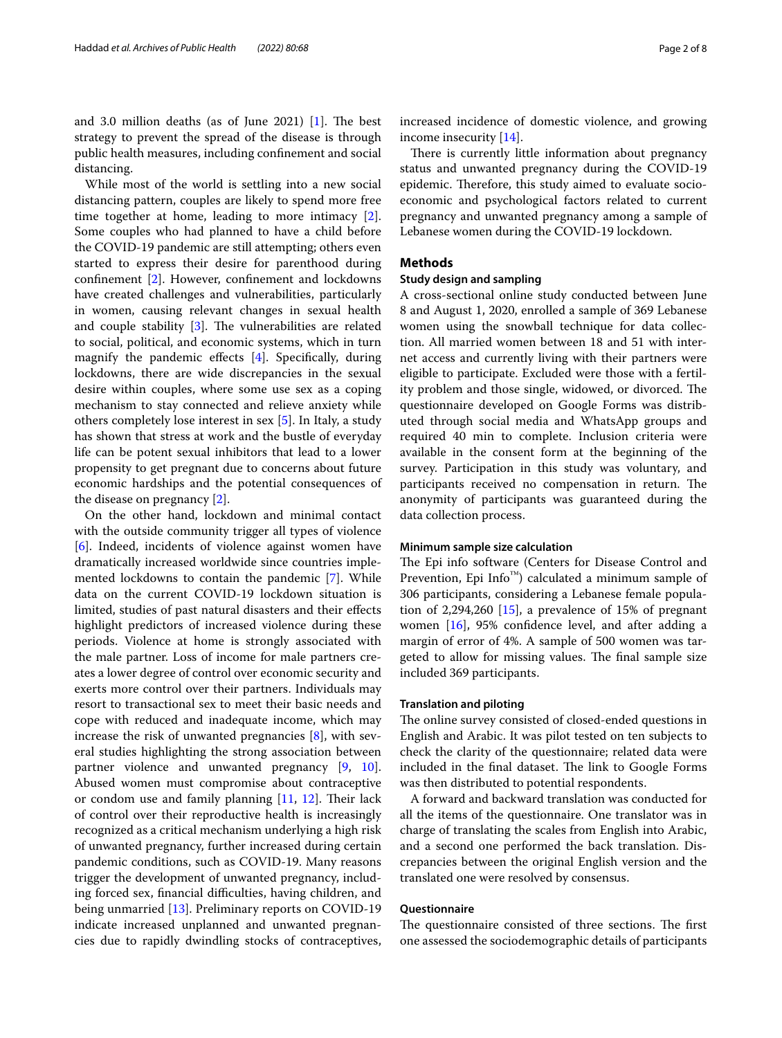and 3.0 million deaths (as of June 2021) [1]. The best strategy to prevent the spread of the disease is through public health measures, including confinement and social distancing.

While most of the world is settling into a new social distancing pattern, couples are likely to spend more free time together at home, leading to more intimacy [2]. Some couples who had planned to have a child before the COVID-19 pandemic are still attempting; others even started to express their desire for parenthood during confinement [2]. However, confinement and lockdowns have created challenges and vulnerabilities, particularly in women, causing relevant changes in sexual health and couple stability [3]. The vulnerabilities are related to social, political, and economic systems, which in turn magnify the pandemic effects [4]. Specifically, during lockdowns, there are wide discrepancies in the sexual desire within couples, where some use sex as a coping mechanism to stay connected and relieve anxiety while others completely lose interest in sex [5]. In Italy, a study has shown that stress at work and the bustle of everyday life can be potent sexual inhibitors that lead to a lower propensity to get pregnant due to concerns about future economic hardships and the potential consequences of the disease on pregnancy [2].

On the other hand, lockdown and minimal contact with the outside community trigger all types of violence [6]. Indeed, incidents of violence against women have dramatically increased worldwide since countries implemented lockdowns to contain the pandemic [7]. While data on the current COVID-19 lockdown situation is limited, studies of past natural disasters and their effects highlight predictors of increased violence during these periods. Violence at home is strongly associated with the male partner. Loss of income for male partners creates a lower degree of control over economic security and exerts more control over their partners. Individuals may resort to transactional sex to meet their basic needs and cope with reduced and inadequate income, which may increase the risk of unwanted pregnancies [8], with several studies highlighting the strong association between partner violence and unwanted pregnancy [9, 10]. Abused women must compromise about contraceptive or condom use and family planning [11, 12]. Their lack of control over their reproductive health is increasingly recognized as a critical mechanism underlying a high risk of unwanted pregnancy, further increased during certain pandemic conditions, such as COVID-19. Many reasons trigger the development of unwanted pregnancy, including forced sex, financial difficulties, having children, and being unmarried [13]. Preliminary reports on COVID-19 indicate increased unplanned and unwanted pregnancies due to rapidly dwindling stocks of contraceptives, increased incidence of domestic violence, and growing income insecurity [14].

There is currently little information about pregnancy status and unwanted pregnancy during the COVID-19 epidemic. Therefore, this study aimed to evaluate socio-economic and psychological factors related to current pregnancy and unwanted pregnancy among a sample of Lebanese women during the COVID-19 lockdown.

## Methods

### Study design and sampling

A cross-sectional online study conducted between June 8 and August 1, 2020, enrolled a sample of 369 Lebanese women using the snowball technique for data collection. All married women between 18 and 51 with internet access and currently living with their partners were eligible to participate. Excluded were those with a fertility problem and those single, widowed, or divorced. The questionnaire developed on Google Forms was distributed through social media and WhatsApp groups and required 40 min to complete. Inclusion criteria were available in the consent form at the beginning of the survey. Participation in this study was voluntary, and participants received no compensation in return. The anonymity of participants was guaranteed during the data collection process.

#### Minimum sample size calculation

The Epi info software (Centers for Disease Control and Prevention, Epi Info™) calculated a minimum sample of 306 participants, considering a Lebanese female population of 2,294,260 [15], a prevalence of 15% of pregnant women [16], 95% confidence level, and after adding a margin of error of 4%. A sample of 500 women was targeted to allow for missing values. The final sample size included 369 participants.

#### Translation and piloting

The online survey consisted of closed-ended questions in English and Arabic. It was pilot tested on ten subjects to check the clarity of the questionnaire; related data were included in the final dataset. The link to Google Forms was then distributed to potential respondents.

A forward and backward translation was conducted for all the items of the questionnaire. One translator was in charge of translating the scales from English into Arabic, and a second one performed the back translation. Discrepancies between the original English version and the translated one were resolved by consensus.

#### Questionnaire

The questionnaire consisted of three sections. The first one assessed the sociodemographic details of participants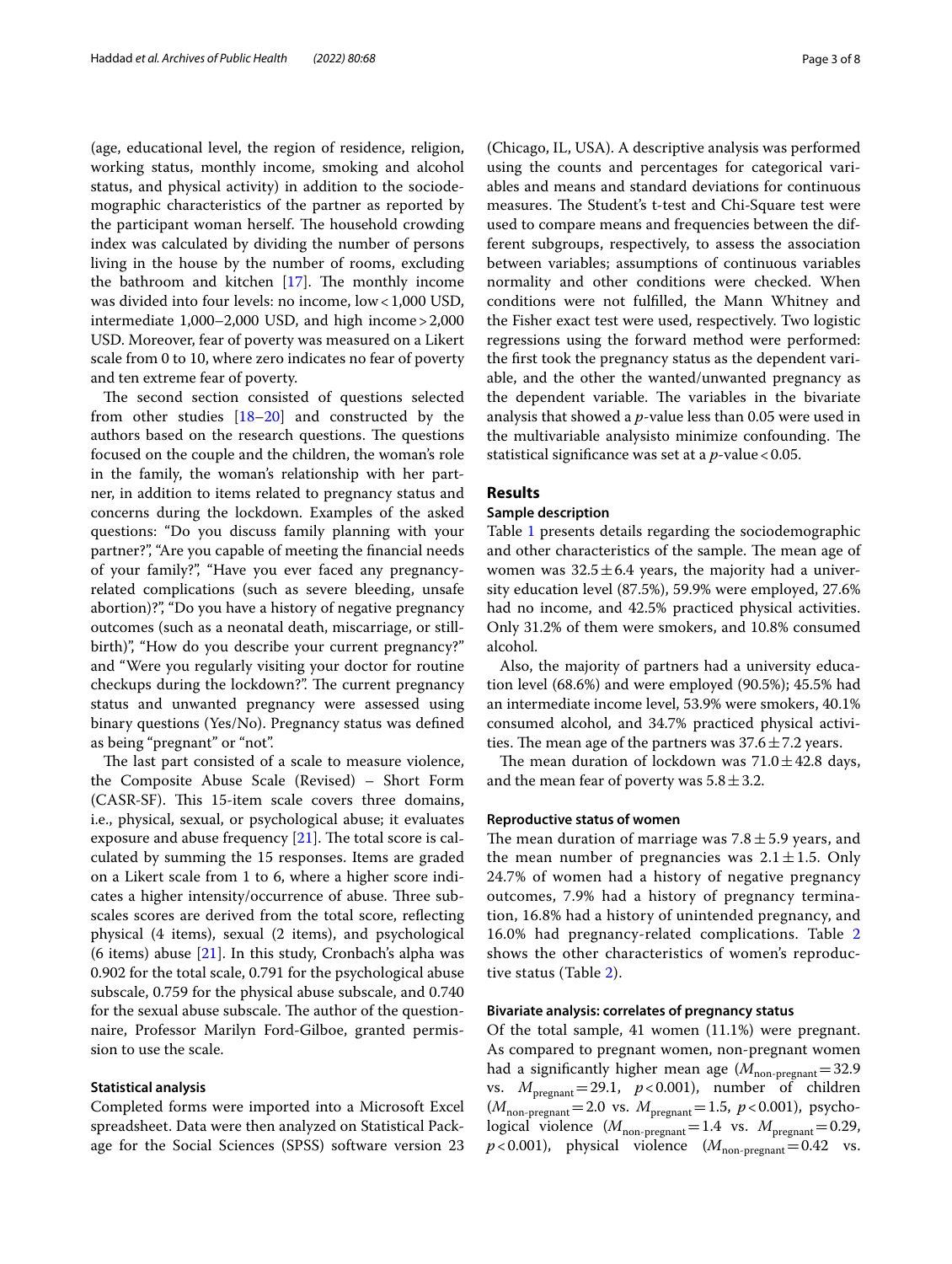(age, educational level, the region of residence, religion, working status, monthly income, smoking and alcohol status, and physical activity) in addition to the sociodemographic characteristics of the partner as reported by the participant woman herself. The household crowding index was calculated by dividing the number of persons living in the house by the number of rooms, excluding the bathroom and kitchen [17]. The monthly income was divided into four levels: no income, low < 1,000 USD, intermediate 1,000–2,000 USD, and high income > 2,000 USD. Moreover, fear of poverty was measured on a Likert scale from 0 to 10, where zero indicates no fear of poverty and ten extreme fear of poverty.

The second section consisted of questions selected from other studies [18–20] and constructed by the authors based on the research questions. The questions focused on the couple and the children, the woman's role in the family, the woman's relationship with her partner, in addition to items related to pregnancy status and concerns during the lockdown. Examples of the asked questions: "Do you discuss family planning with your partner?", "Are you capable of meeting the financial needs of your family?", "Have you ever faced any pregnancy-related complications (such as severe bleeding, unsafe abortion)?", "Do you have a history of negative pregnancy outcomes (such as a neonatal death, miscarriage, or stillbirth)", "How do you describe your current pregnancy?" and "Were you regularly visiting your doctor for routine checkups during the lockdown?". The current pregnancy status and unwanted pregnancy were assessed using binary questions (Yes/No). Pregnancy status was defined as being "pregnant" or "not".

The last part consisted of a scale to measure violence, the Composite Abuse Scale (Revised) – Short Form (CASR-SF). This 15-item scale covers three domains, i.e., physical, sexual, or psychological abuse; it evaluates exposure and abuse frequency [21]. The total score is calculated by summing the 15 responses. Items are graded on a Likert scale from 1 to 6, where a higher score indicates a higher intensity/occurrence of abuse. Three subscales scores are derived from the total score, reflecting physical (4 items), sexual (2 items), and psychological (6 items) abuse [21]. In this study, Cronbach's alpha was 0.902 for the total scale, 0.791 for the psychological abuse subscale, 0.759 for the physical abuse subscale, and 0.740 for the sexual abuse subscale. The author of the questionnaire, Professor Marilyn Ford-Gilboe, granted permission to use the scale.

### Statistical analysis

Completed forms were imported into a Microsoft Excel spreadsheet. Data were then analyzed on Statistical Package for the Social Sciences (SPSS) software version 23 (Chicago, IL, USA). A descriptive analysis was performed using the counts and percentages for categorical variables and means and standard deviations for continuous measures. The Student's t-test and Chi-Square test were used to compare means and frequencies between the different subgroups, respectively, to assess the association between variables; assumptions of continuous variables normality and other conditions were checked. When conditions were not fulfilled, the Mann Whitney and the Fisher exact test were used, respectively. Two logistic regressions using the forward method were performed: the first took the pregnancy status as the dependent variable, and the other the wanted/unwanted pregnancy as the dependent variable. The variables in the bivariate analysis that showed a *p*-value less than 0.05 were used in the multivariable analysisto minimize confounding. The statistical significance was set at a *p*-value < 0.05.

## Results

### Sample description

Table 1 presents details regarding the sociodemographic and other characteristics of the sample. The mean age of women was $32.5 \pm 6.4$ years, the majority had a university education level (87.5%), 59.9% were employed, 27.6% had no income, and 42.5% practiced physical activities. Only 31.2% of them were smokers, and 10.8% consumed alcohol.

Also, the majority of partners had a university education level (68.6%) and were employed (90.5%); 45.5% had an intermediate income level, 53.9% were smokers, 40.1% consumed alcohol, and 34.7% practiced physical activities. The mean age of the partners was $37.6 \pm 7.2$ years.

The mean duration of lockdown was $71.0 \pm 42.8$ days, and the mean fear of poverty was $5.8 \pm 3.2$.

### Reproductive status of women

The mean duration of marriage was $7.8 \pm 5.9$ years, and the mean number of pregnancies was $2.1 \pm 1.5$. Only 24.7% of women had a history of negative pregnancy outcomes, 7.9% had a history of pregnancy termination, 16.8% had a history of unintended pregnancy, and 16.0% had pregnancy-related complications. Table 2 shows the other characteristics of women's reproductive status (Table 2).

### Bivariate analysis: correlates of pregnancy status

Of the total sample, 41 women (11.1%) were pregnant. As compared to pregnant women, non-pregnant women had a significantly higher mean age ($M_{\text{non-pregnant}} = 32.9$ vs. $M_{\text{pregnant}} = 29.1$, $p < 0.001$), number of children ($M_{\text{non-pregnant}} = 2.0$ vs. $M_{\text{pregnant}} = 1.5$, $p < 0.001$), psychological violence ($M_{\text{non-pregnant}} = 1.4$ vs. $M_{\text{pregnant}} = 0.29$, $p < 0.001$), physical violence ($M_{\text{non-pregnant}} = 0.42$ vs.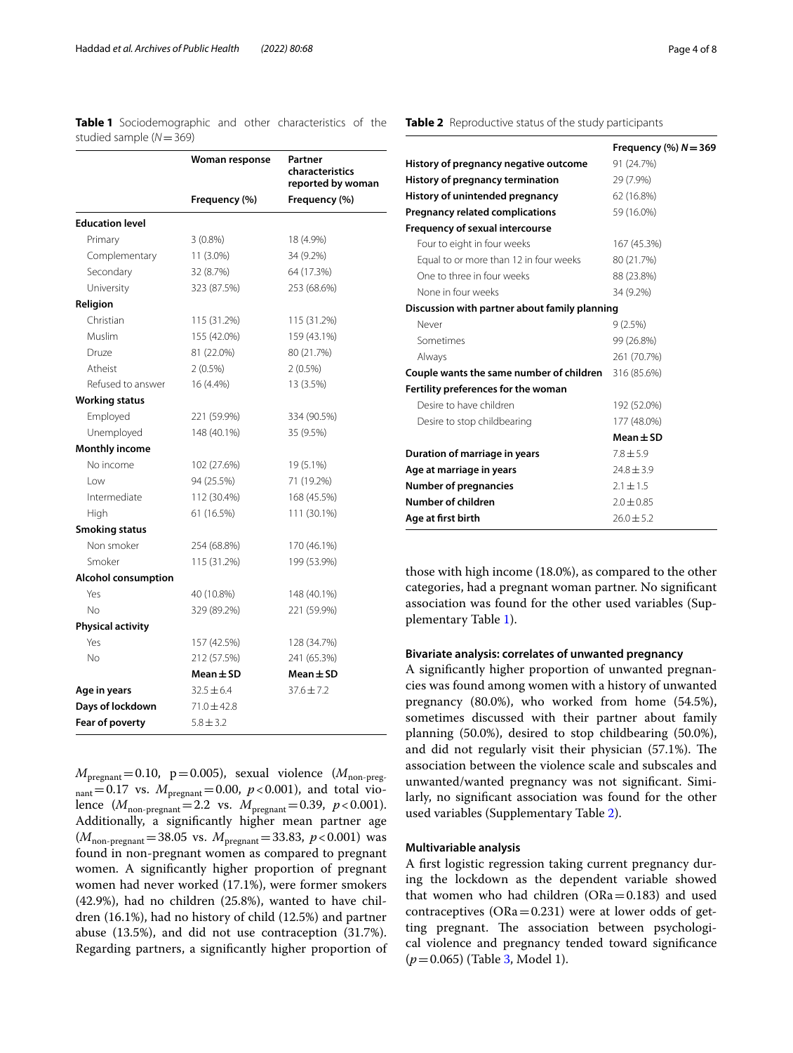**Table 1** Sociodemographic and other characteristics of the studied sample ($N=369$)

| | Woman response | Partner characteristics reported by woman |
|---|---|---|
| | Frequency (%) | Frequency (%) |
| **Education level** | | |
| Primary | 3 (0.8%) | 18 (4.9%) |
| Complementary | 11 (3.0%) | 34 (9.2%) |
| Secondary | 32 (8.7%) | 64 (17.3%) |
| University | 323 (87.5%) | 253 (68.6%) |
| **Religion** | | |
| Christian | 115 (31.2%) | 115 (31.2%) |
| Muslim | 155 (42.0%) | 159 (43.1%) |
| Druze | 81 (22.0%) | 80 (21.7%) |
| Atheist | 2 (0.5%) | 2 (0.5%) |
| Refused to answer | 16 (4.4%) | 13 (3.5%) |
| **Working status** | | |
| Employed | 221 (59.9%) | 334 (90.5%) |
| Unemployed | 148 (40.1%) | 35 (9.5%) |
| **Monthly income** | | |
| No income | 102 (27.6%) | 19 (5.1%) |
| Low | 94 (25.5%) | 71 (19.2%) |
| Intermediate | 112 (30.4%) | 168 (45.5%) |
| High | 61 (16.5%) | 111 (30.1%) |
| **Smoking status** | | |
| Non smoker | 254 (68.8%) | 170 (46.1%) |
| Smoker | 115 (31.2%) | 199 (53.9%) |
| **Alcohol consumption** | | |
| Yes | 40 (10.8%) | 148 (40.1%) |
| No | 329 (89.2%) | 221 (59.9%) |
| **Physical activity** | | |
| Yes | 157 (42.5%) | 128 (34.7%) |
| No | 212 (57.5%) | 241 (65.3%) |
| | **Mean ± SD** | **Mean ± SD** |
| **Age in years** | 32.5 ± 6.4 | 37.6 ± 7.2 |
| **Days of lockdown** | 71.0 ± 42.8 | |
| **Fear of poverty** | 5.8 ± 3.2 | |

$M_{pregnant}=0.10$, $p=0.005$), sexual violence ($M_{non\text{-}pregnant}=0.17$ vs. $M_{pregnant}=0.00$, $p<0.001$), and total violence ($M_{non\text{-}pregnant}=2.2$ vs. $M_{pregnant}=0.39$, $p<0.001$). Additionally, a significantly higher mean partner age ($M_{non\text{-}pregnant}=38.05$ vs. $M_{pregnant}=33.83$, $p<0.001$) was found in non-pregnant women as compared to pregnant women. A significantly higher proportion of pregnant women had never worked (17.1%), were former smokers (42.9%), had no children (25.8%), wanted to have children (16.1%), had no history of child (12.5%) and partner abuse (13.5%), and did not use contraception (31.7%). Regarding partners, a significantly higher proportion of those with high income (18.0%), as compared to the other categories, had a pregnant woman partner. No significant association was found for the other used variables (Supplementary Table 1).

**Table 2** Reproductive status of the study participants

| | Frequency (%) $N=369$ |
|---|---|
| **History of pregnancy negative outcome** | 91 (24.7%) |
| **History of pregnancy termination** | 29 (7.9%) |
| **History of unintended pregnancy** | 62 (16.8%) |
| **Pregnancy related complications** | 59 (16.0%) |
| **Frequency of sexual intercourse** | |
| Four to eight in four weeks | 167 (45.3%) |
| Equal to or more than 12 in four weeks | 80 (21.7%) |
| One to three in four weeks | 88 (23.8%) |
| None in four weeks | 34 (9.2%) |
| **Discussion with partner about family planning** | |
| Never | 9 (2.5%) |
| Sometimes | 99 (26.8%) |
| Always | 261 (70.7%) |
| **Couple wants the same number of children** | 316 (85.6%) |
| **Fertility preferences for the woman** | |
| Desire to have children | 192 (52.0%) |
| Desire to stop childbearing | 177 (48.0%) |
| | **Mean ± SD** |
| **Duration of marriage in years** | 7.8 ± 5.9 |
| **Age at marriage in years** | 24.8 ± 3.9 |
| **Number of pregnancies** | 2.1 ± 1.5 |
| **Number of children** | 2.0 ± 0.85 |
| **Age at first birth** | 26.0 ± 5.2 |

### Bivariate analysis: correlates of unwanted pregnancy

A significantly higher proportion of unwanted pregnancies was found among women with a history of unwanted pregnancy (80.0%), who worked from home (54.5%), sometimes discussed with their partner about family planning (50.0%), desired to stop childbearing (50.0%), and did not regularly visit their physician (57.1%). The association between the violence scale and subscales and unwanted/wanted pregnancy was not significant. Similarly, no significant association was found for the other used variables (Supplementary Table 2).

### Multivariable analysis

A first logistic regression taking current pregnancy during the lockdown as the dependent variable showed that women who had children (ORa = 0.183) and used contraceptives (ORa = 0.231) were at lower odds of getting pregnant. The association between psychological violence and pregnancy tended toward significance ($p=0.065$) (Table 3, Model 1).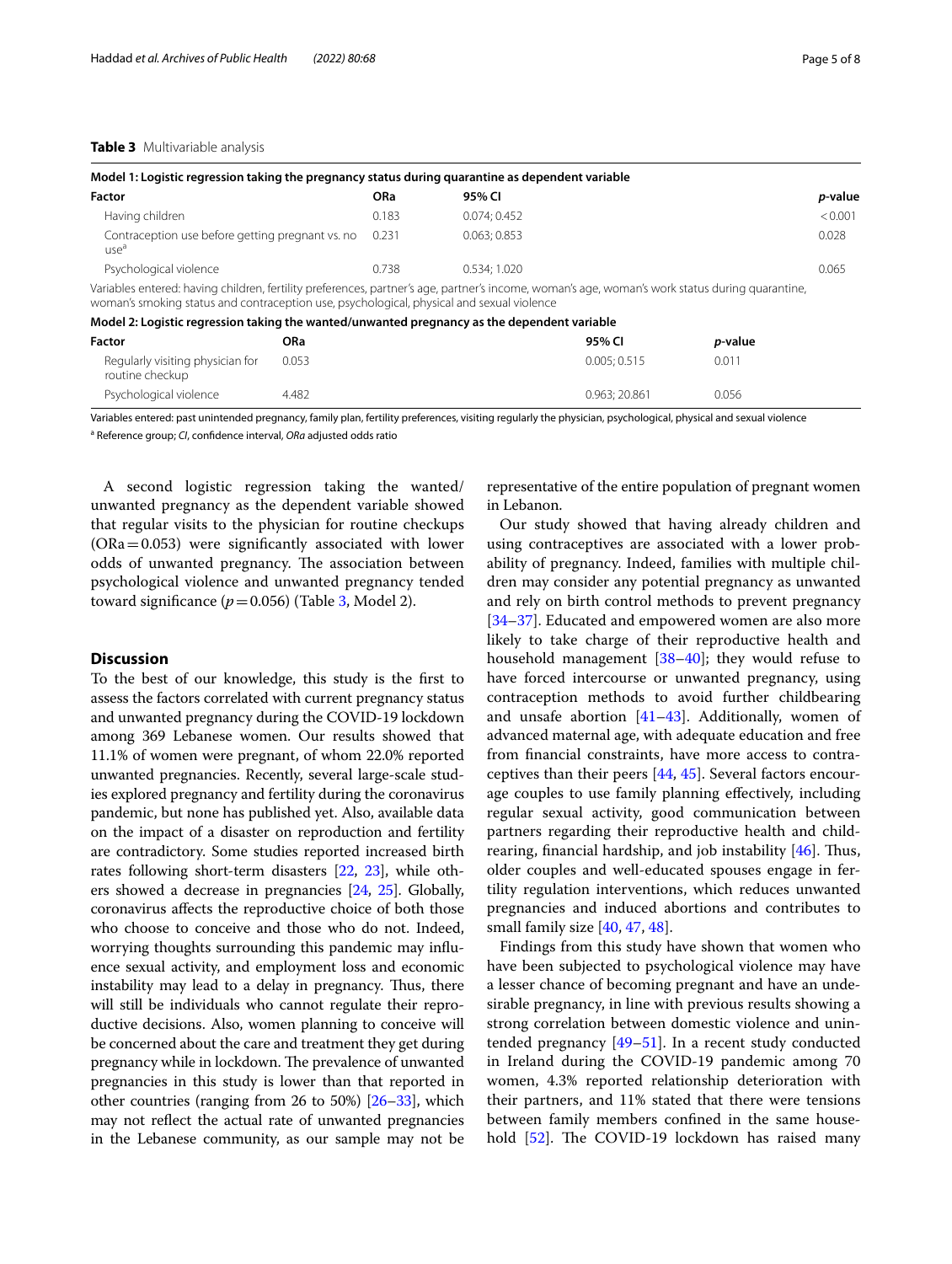**Table 3** Multivariable analysis

| **Model 1: Logistic regression taking the pregnancy status during quarantine as dependent variable** | | | |
|---|---|---|---|
| **Factor** | **ORa** | **95% CI** | ***p*-value** |
| Having children | 0.183 | 0.074; 0.452 | < 0.001 |
| Contraception use before getting pregnant vs. no use[a] | 0.231 | 0.063; 0.853 | 0.028 |
| Psychological violence | 0.738 | 0.534; 1.020 | 0.065 |

Variables entered: having children, fertility preferences, partner's age, partner's income, woman's age, woman's work status during quarantine, woman's smoking status and contraception use, psychological, physical and sexual violence

| **Model 2: Logistic regression taking the wanted/unwanted pregnancy as the dependent variable** | | | |
|---|---|---|---|
| **Factor** | **ORa** | **95% CI** | ***p*-value** |
| Regularly visiting physician for routine checkup | 0.053 | 0.005; 0.515 | 0.011 |
| Psychological violence | 4.482 | 0.963; 20.861 | 0.056 |

Variables entered: past unintended pregnancy, family plan, fertility preferences, visiting regularly the physician, psychological, physical and sexual violence

[a] Reference group; *CI*, confidence interval, *ORa* adjusted odds ratio

A second logistic regression taking the wanted/unwanted pregnancy as the dependent variable showed that regular visits to the physician for routine checkups (ORa = 0.053) were significantly associated with lower odds of unwanted pregnancy. The association between psychological violence and unwanted pregnancy tended toward significance ($p = 0.056$) (Table 3, Model 2).

## Discussion

To the best of our knowledge, this study is the first to assess the factors correlated with current pregnancy status and unwanted pregnancy during the COVID-19 lockdown among 369 Lebanese women. Our results showed that 11.1% of women were pregnant, of whom 22.0% reported unwanted pregnancies. Recently, several large-scale studies explored pregnancy and fertility during the coronavirus pandemic, but none has published yet. Also, available data on the impact of a disaster on reproduction and fertility are contradictory. Some studies reported increased birth rates following short-term disasters [22, 23], while others showed a decrease in pregnancies [24, 25]. Globally, coronavirus affects the reproductive choice of both those who choose to conceive and those who do not. Indeed, worrying thoughts surrounding this pandemic may influence sexual activity, and employment loss and economic instability may lead to a delay in pregnancy. Thus, there will still be individuals who cannot regulate their reproductive decisions. Also, women planning to conceive will be concerned about the care and treatment they get during pregnancy while in lockdown. The prevalence of unwanted pregnancies in this study is lower than that reported in other countries (ranging from 26 to 50%) [26–33], which may not reflect the actual rate of unwanted pregnancies in the Lebanese community, as our sample may not be representative of the entire population of pregnant women in Lebanon.

Our study showed that having already children and using contraceptives are associated with a lower probability of pregnancy. Indeed, families with multiple children may consider any potential pregnancy as unwanted and rely on birth control methods to prevent pregnancy [34–37]. Educated and empowered women are also more likely to take charge of their reproductive health and household management [38–40]; they would refuse to have forced intercourse or unwanted pregnancy, using contraception methods to avoid further childbearing and unsafe abortion [41–43]. Additionally, women of advanced maternal age, with adequate education and free from financial constraints, have more access to contraceptives than their peers [44, 45]. Several factors encourage couples to use family planning effectively, including regular sexual activity, good communication between partners regarding their reproductive health and childrearing, financial hardship, and job instability [46]. Thus, older couples and well-educated spouses engage in fertility regulation interventions, which reduces unwanted pregnancies and induced abortions and contributes to small family size [40, 47, 48].

Findings from this study have shown that women who have been subjected to psychological violence may have a lesser chance of becoming pregnant and have an undesirable pregnancy, in line with previous results showing a strong correlation between domestic violence and unintended pregnancy [49–51]. In a recent study conducted in Ireland during the COVID-19 pandemic among 70 women, 4.3% reported relationship deterioration with their partners, and 11% stated that there were tensions between family members confined in the same household [52]. The COVID-19 lockdown has raised many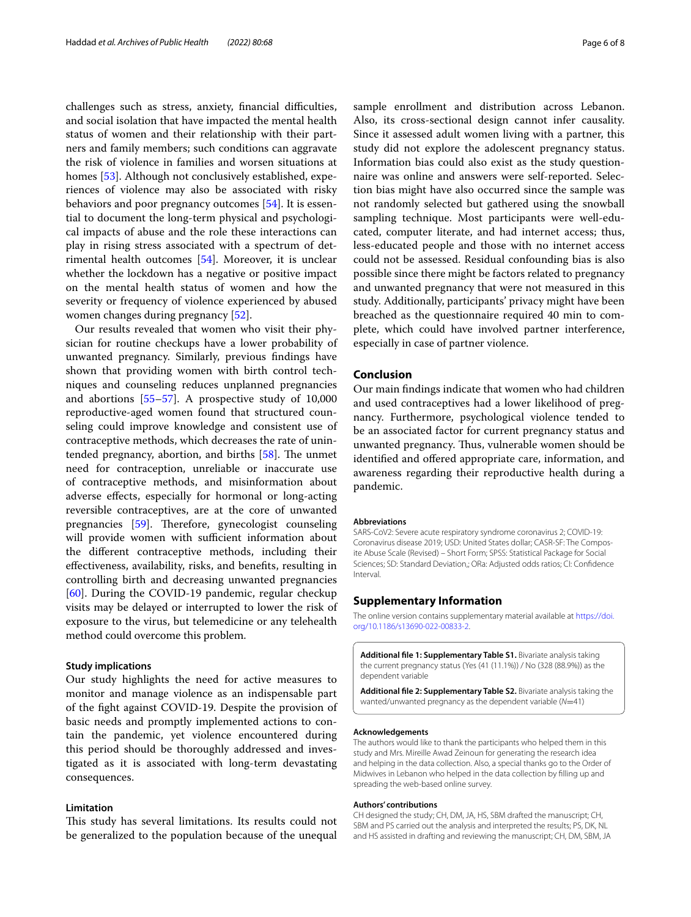challenges such as stress, anxiety, financial difficulties, and social isolation that have impacted the mental health status of women and their relationship with their partners and family members; such conditions can aggravate the risk of violence in families and worsen situations at homes [53]. Although not conclusively established, experiences of violence may also be associated with risky behaviors and poor pregnancy outcomes [54]. It is essential to document the long-term physical and psychological impacts of abuse and the role these interactions can play in rising stress associated with a spectrum of detrimental health outcomes [54]. Moreover, it is unclear whether the lockdown has a negative or positive impact on the mental health status of women and how the severity or frequency of violence experienced by abused women changes during pregnancy [52].

Our results revealed that women who visit their physician for routine checkups have a lower probability of unwanted pregnancy. Similarly, previous findings have shown that providing women with birth control techniques and counseling reduces unplanned pregnancies and abortions [55–57]. A prospective study of 10,000 reproductive-aged women found that structured counseling could improve knowledge and consistent use of contraceptive methods, which decreases the rate of unintended pregnancy, abortion, and births [58]. The unmet need for contraception, unreliable or inaccurate use of contraceptive methods, and misinformation about adverse effects, especially for hormonal or long-acting reversible contraceptives, are at the core of unwanted pregnancies [59]. Therefore, gynecologist counseling will provide women with sufficient information about the different contraceptive methods, including their effectiveness, availability, risks, and benefits, resulting in controlling birth and decreasing unwanted pregnancies [60]. During the COVID-19 pandemic, regular checkup visits may be delayed or interrupted to lower the risk of exposure to the virus, but telemedicine or any telehealth method could overcome this problem.

### Study implications

Our study highlights the need for active measures to monitor and manage violence as an indispensable part of the fight against COVID-19. Despite the provision of basic needs and promptly implemented actions to contain the pandemic, yet violence encountered during this period should be thoroughly addressed and investigated as it is associated with long-term devastating consequences.

### Limitation

This study has several limitations. Its results could not be generalized to the population because of the unequal sample enrollment and distribution across Lebanon. Also, its cross-sectional design cannot infer causality. Since it assessed adult women living with a partner, this study did not explore the adolescent pregnancy status. Information bias could also exist as the study questionnaire was online and answers were self-reported. Selection bias might have also occurred since the sample was not randomly selected but gathered using the snowball sampling technique. Most participants were well-educated, computer literate, and had internet access; thus, less-educated people and those with no internet access could not be assessed. Residual confounding bias is also possible since there might be factors related to pregnancy and unwanted pregnancy that were not measured in this study. Additionally, participants' privacy might have been breached as the questionnaire required 40 min to complete, which could have involved partner interference, especially in case of partner violence.

## Conclusion

Our main findings indicate that women who had children and used contraceptives had a lower likelihood of pregnancy. Furthermore, psychological violence tended to be an associated factor for current pregnancy status and unwanted pregnancy. Thus, vulnerable women should be identified and offered appropriate care, information, and awareness regarding their reproductive health during a pandemic.

#### Abbreviations

SARS-CoV2: Severe acute respiratory syndrome coronavirus 2; COVID-19: Coronavirus disease 2019; USD: United States dollar; CASR-SF: The Composite Abuse Scale (Revised) – Short Form; SPSS: Statistical Package for Social Sciences; SD: Standard Deviation,; ORa: Adjusted odds ratios; CI: Confidence Interval.

## Supplementary Information

The online version contains supplementary material available at https://doi.org/10.1186/s13690-022-00833-2.

**Additional file 1: Supplementary Table S1.** Bivariate analysis taking the current pregnancy status (Yes (41 (11.1%)) / No (328 (88.9%)) as the dependent variable

**Additional file 2: Supplementary Table S2.** Bivariate analysis taking the wanted/unwanted pregnancy as the dependent variable (*N*=41)

#### Acknowledgements

The authors would like to thank the participants who helped them in this study and Mrs. Mireille Awad Zeinoun for generating the research idea and helping in the data collection. Also, a special thanks go to the Order of Midwives in Lebanon who helped in the data collection by filling up and spreading the web-based online survey.

#### Authors' contributions

CH designed the study; CH, DM, JA, HS, SBM drafted the manuscript; CH, SBM and PS carried out the analysis and interpreted the results; PS, DK, NL and HS assisted in drafting and reviewing the manuscript; CH, DM, SBM, JA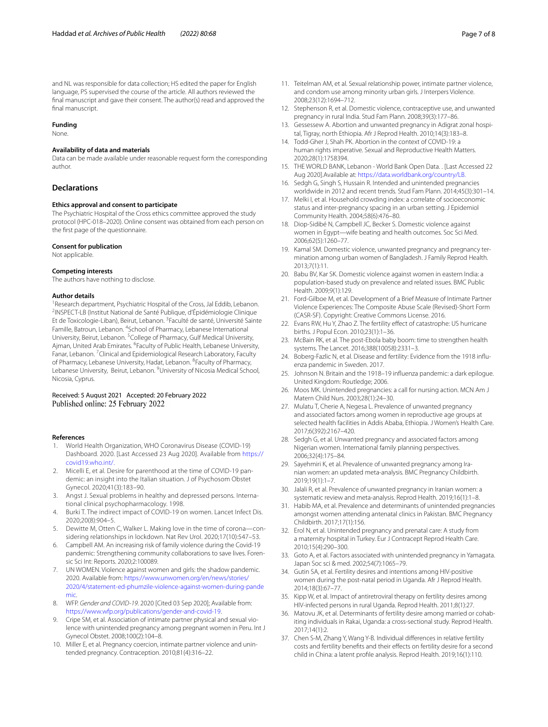and NL was responsible for data collection; HS edited the paper for English language, PS supervised the course of the article. All authors reviewed the final manuscript and gave their consent. The author(s) read and approved the final manuscript.

### Funding

None.

### Availability of data and materials

Data can be made available under reasonable request form the corresponding author.

## Declarations

### Ethics approval and consent to participate

The Psychiatric Hospital of the Cross ethics committee approved the study protocol (HPC-018–2020). Online consent was obtained from each person on the first page of the questionnaire.

### Consent for publication

Not applicable.

### Competing interests

The authors have nothing to disclose.

### Author details

[1]Research department, Psychiatric Hospital of the Cross, Jal Eddib, Lebanon. [2]INSPECT-LB (Institut National de Santé Publique, d'Épidémiologie Clinique Et de Toxicologie-Liban), Beirut, Lebanon. [3]Faculté de santé, Université Sainte Famille, Batroun, Lebanon. [4]School of Pharmacy, Lebanese International University, Beirut, Lebanon. [5]College of Pharmacy, Gulf Medical University, Ajman, United Arab Emirates. [6]Faculty of Public Health, Lebanese University, Fanar, Lebanon. [7]Clinical and Epidemiological Research Laboratory, Faculty of Pharmacy, Lebanese University, Hadat, Lebanon. [8]Faculty of Pharmacy, Lebanese University, Beirut, Lebanon. [9]University of Nicosia Medical School, Nicosia, Cyprus.

Received: 5 August 2021 Accepted: 20 February 2022
Published online: 25 February 2022

### References

1. World Health Organization, WHO Coronavirus Disease (COVID-19) Dashboard. 2020. [Last Accessed 23 Aug 2020]. Available from https://covid19.who.int/.
2. Micelli E, et al. Desire for parenthood at the time of COVID-19 pandemic: an insight into the Italian situation. J of Psychosom Obstet Gynecol. 2020;41(3):183–90.
3. Angst J. Sexual problems in healthy and depressed persons. International clinical psychopharmacology. 1998.
4. Burki T. The indirect impact of COVID-19 on women. Lancet Infect Dis. 2020;20(8):904–5.
5. Dewitte M, Otten C, Walker L. Making love in the time of corona—considering relationships in lockdown. Nat Rev Urol. 2020;17(10):547–53.
6. Campbell AM. An increasing risk of family violence during the Covid-19 pandemic: Strengthening community collaborations to save lives. Forensic Sci Int: Reports. 2020;2:100089.
7. UN WOMEN. Violence against women and girls: the shadow pandemic. 2020. Available from: https://www.unwomen.org/en/news/stories/2020/4/statement-ed-phumzile-violence-against-women-during-pandemic.
8. WFP. *Gender and COVID-19*. 2020 [Cited 03 Sep 2020]; Available from: https://www.wfp.org/publications/gender-and-covid-19.
9. Cripe SM, et al. Association of intimate partner physical and sexual violence with unintended pregnancy among pregnant women in Peru. Int J Gynecol Obstet. 2008;100(2):104–8.
10. Miller E, et al. Pregnancy coercion, intimate partner violence and unintended pregnancy. Contraception. 2010;81(4):316–22.
11. Teitelman AM, et al. Sexual relationship power, intimate partner violence, and condom use among minority urban girls. J Interpers Violence. 2008;23(12):1694–712.
12. Stephenson R, et al. Domestic violence, contraceptive use, and unwanted pregnancy in rural India. Stud Fam Plann. 2008;39(3):177–86.
13. Gessessew A. Abortion and unwanted pregnancy in Adigrat zonal hospital, Tigray, north Ethiopia. Afr J Reprod Health. 2010;14(3):183–8.
14. Todd-Gher J, Shah PK. Abortion in the context of COVID-19: a human rights imperative. Sexual and Reproductive Health Matters. 2020;28(1):1758394.
15. THE WORLD BANK, Lebanon - World Bank Open Data. . [Last Accessed 22 Aug 2020].Available at: https://data.worldbank.org/country/LB.
16. Sedgh G, Singh S, Hussain R. Intended and unintended pregnancies worldwide in 2012 and recent trends. Stud Fam Plann. 2014;45(3):301–14.
17. Melki I, et al. Household crowding index: a correlate of socioeconomic status and inter-pregnancy spacing in an urban setting. J Epidemiol Community Health. 2004;58(6):476–80.
18. Diop-Sidibé N, Campbell JC, Becker S. Domestic violence against women in Egypt—wife beating and health outcomes. Soc Sci Med. 2006;62(5):1260–77.
19. Kamal SM. Domestic violence, unwanted pregnancy and pregnancy termination among urban women of Bangladesh. J Family Reprod Health. 2013;7(1):11.
20. Babu BV, Kar SK. Domestic violence against women in eastern India: a population-based study on prevalence and related issues. BMC Public Health. 2009;9(1):129.
21. Ford-Gilboe M, et al. Development of a Brief Measure of Intimate Partner Violence Experiences: The Composite Abuse Scale (Revised)-Short Form (CASR-SF). Copyright: Creative Commons License. 2016.
22. Evans RW, Hu Y, Zhao Z. The fertility effect of catastrophe: US hurricane births. J Popul Econ. 2010;23(1):1–36.
23. McBain RK, et al. The post-Ebola baby boom: time to strengthen health systems. The Lancet. 2016;388(10058):2331–3.
24. Boberg-Fazlic N, et al. Disease and fertility: Evidence from the 1918 influenza pandemic in Sweden. 2017.
25. Johnson N. Britain and the 1918–19 influenza pandemic: a dark epilogue. United Kingdom: Routledge; 2006.
26. Moos MK. Unintended pregnancies: a call for nursing action. MCN Am J Matern Child Nurs. 2003;28(1):24–30.
27. Mulatu T, Cherie A, Negesa L. Prevalence of unwanted pregnancy and associated factors among women in reproductive age groups at selected health facilities in Addis Ababa, Ethiopia. J Women's Health Care. 2017;6(392):2167–420.
28. Sedgh G, et al. Unwanted pregnancy and associated factors among Nigerian women. International family planning perspectives. 2006;32(4):175–84.
29. Sayehmiri K, et al. Prevalence of unwanted pregnancy among Iranian women: an updated meta-analysis. BMC Pregnancy Childbirth. 2019;19(1):1–7.
30. Jalali R, et al. Prevalence of unwanted pregnancy in Iranian women: a systematic review and meta-analysis. Reprod Health. 2019;16(1):1–8.
31. Habib MA, et al. Prevalence and determinants of unintended pregnancies amongst women attending antenatal clinics in Pakistan. BMC Pregnancy Childbirth. 2017;17(1):156.
32. Erol N, et al. Unintended pregnancy and prenatal care: A study from a maternity hospital in Turkey. Eur J Contracept Reprod Health Care. 2010;15(4):290–300.
33. Goto A, et al. Factors associated with unintended pregnancy in Yamagata. Japan Soc sci & med. 2002;54(7):1065–79.
34. Gutin SA, et al. Fertility desires and intentions among HIV-positive women during the post-natal period in Uganda. Afr J Reprod Health. 2014;18(3):67–77.
35. Kipp W, et al. Impact of antiretroviral therapy on fertility desires among HIV-infected persons in rural Uganda. Reprod Health. 2011;8(1):27.
36. Matovu JK, et al. Determinants of fertility desire among married or cohabiting individuals in Rakai, Uganda: a cross-sectional study. Reprod Health. 2017;14(1):2.
37. Chen S-M, Zhang Y, Wang Y-B. Individual differences in relative fertility costs and fertility benefits and their effects on fertility desire for a second child in China: a latent profile analysis. Reprod Health. 2019;16(1):110.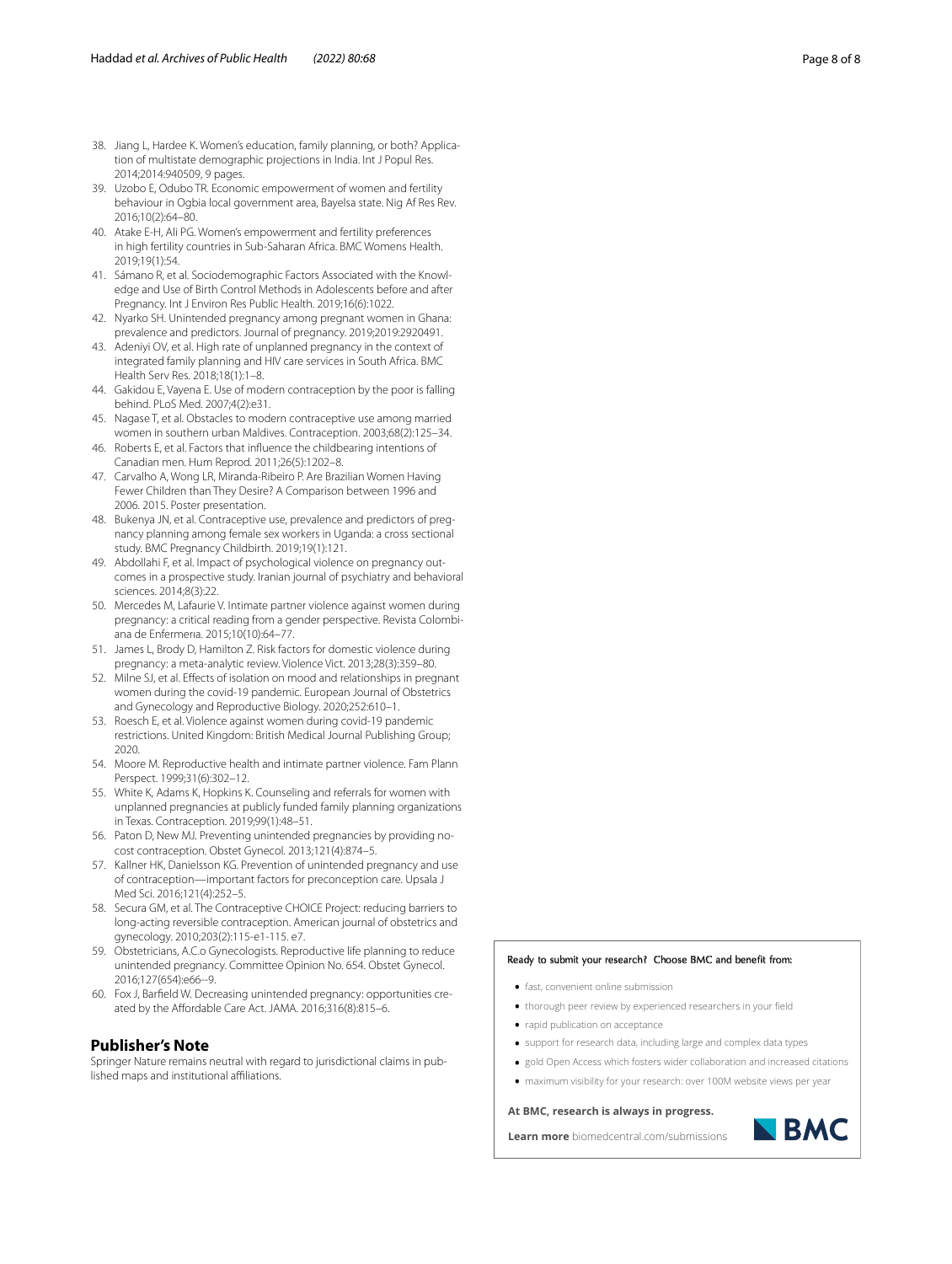38. Jiang L, Hardee K. Women's education, family planning, or both? Application of multistate demographic projections in India. Int J Popul Res. 2014;2014:940509, 9 pages.
39. Uzobo E, Odubo TR. Economic empowerment of women and fertility behaviour in Ogbia local government area, Bayelsa state. Nig Af Res Rev. 2016;10(2):64–80.
40. Atake E-H, Ali PG. Women's empowerment and fertility preferences in high fertility countries in Sub-Saharan Africa. BMC Womens Health. 2019;19(1):54.
41. Sámano R, et al. Sociodemographic Factors Associated with the Knowledge and Use of Birth Control Methods in Adolescents before and after Pregnancy. Int J Environ Res Public Health. 2019;16(6):1022.
42. Nyarko SH. Unintended pregnancy among pregnant women in Ghana: prevalence and predictors. Journal of pregnancy. 2019;2019:2920491.
43. Adeniyi OV, et al. High rate of unplanned pregnancy in the context of integrated family planning and HIV care services in South Africa. BMC Health Serv Res. 2018;18(1):1–8.
44. Gakidou E, Vayena E. Use of modern contraception by the poor is falling behind. PLoS Med. 2007;4(2):e31.
45. Nagase T, et al. Obstacles to modern contraceptive use among married women in southern urban Maldives. Contraception. 2003;68(2):125–34.
46. Roberts E, et al. Factors that influence the childbearing intentions of Canadian men. Hum Reprod. 2011;26(5):1202–8.
47. Carvalho A, Wong LR, Miranda-Ribeiro P. Are Brazilian Women Having Fewer Children than They Desire? A Comparison between 1996 and 2006. 2015. Poster presentation.
48. Bukenya JN, et al. Contraceptive use, prevalence and predictors of pregnancy planning among female sex workers in Uganda: a cross sectional study. BMC Pregnancy Childbirth. 2019;19(1):121.
49. Abdollahi F, et al. Impact of psychological violence on pregnancy outcomes in a prospective study. Iranian journal of psychiatry and behavioral sciences. 2014;8(3):22.
50. Mercedes M, Lafaurie V. Intimate partner violence against women during pregnancy: a critical reading from a gender perspective. Revista Colombiana de Enfermeria. 2015;10(10):64–77.
51. James L, Brody D, Hamilton Z. Risk factors for domestic violence during pregnancy: a meta-analytic review. Violence Vict. 2013;28(3):359–80.
52. Milne SJ, et al. Effects of isolation on mood and relationships in pregnant women during the covid-19 pandemic. European Journal of Obstetrics and Gynecology and Reproductive Biology. 2020;252:610–1.
53. Roesch E, et al. Violence against women during covid-19 pandemic restrictions. United Kingdom: British Medical Journal Publishing Group; 2020.
54. Moore M. Reproductive health and intimate partner violence. Fam Plann Perspect. 1999;31(6):302–12.
55. White K, Adams K, Hopkins K. Counseling and referrals for women with unplanned pregnancies at publicly funded family planning organizations in Texas. Contraception. 2019;99(1):48–51.
56. Paton D, New MJ. Preventing unintended pregnancies by providing no-cost contraception. Obstet Gynecol. 2013;121(4):874–5.
57. Kallner HK, Danielsson KG. Prevention of unintended pregnancy and use of contraception—important factors for preconception care. Upsala J Med Sci. 2016;121(4):252–5.
58. Secura GM, et al. The Contraceptive CHOICE Project: reducing barriers to long-acting reversible contraception. American journal of obstetrics and gynecology. 2010;203(2):115-e1-115. e7.
59. Obstetricians, A.C.o Gynecologists. Reproductive life planning to reduce unintended pregnancy. Committee Opinion No. 654. Obstet Gynecol. 2016;127(654):e66--9.
60. Fox J, Barfield W. Decreasing unintended pregnancy: opportunities created by the Affordable Care Act. JAMA. 2016;316(8):815–6.

## Publisher's Note

Springer Nature remains neutral with regard to jurisdictional claims in published maps and institutional affiliations.

Ready to submit your research? Choose BMC and benefit from:

- fast, convenient online submission
- thorough peer review by experienced researchers in your field
- rapid publication on acceptance
- support for research data, including large and complex data types
- gold Open Access which fosters wider collaboration and increased citations
- maximum visibility for your research: over 100M website views per year

**At BMC, research is always in progress.**

**Learn more** biomedcentral.com/submissions

BMC